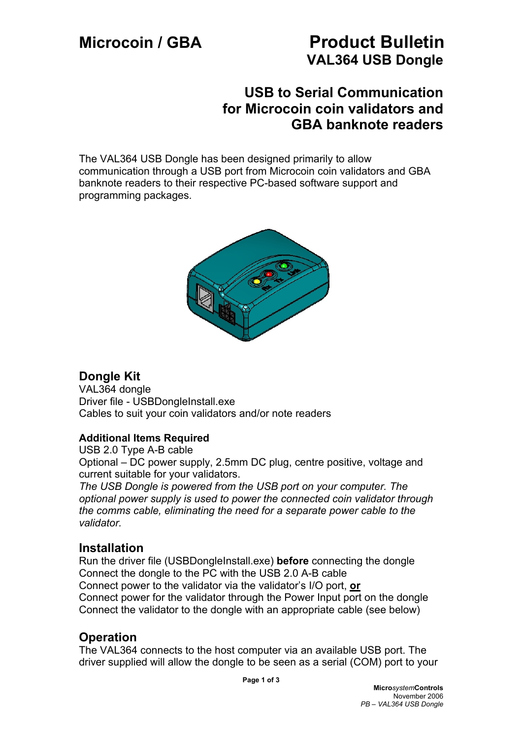# Microcoin / GBA

# Product Bulletin
## VAL364 USB Dongle

## USB to Serial Communication for Microcoin coin validators and GBA banknote readers

The VAL364 USB Dongle has been designed primarily to allow communication through a USB port from Microcoin coin validators and GBA banknote readers to their respective PC-based software support and programming packages.

## Dongle Kit

VAL364 dongle
Driver file - USBDongleInstall.exe
Cables to suit your coin validators and/or note readers

### Additional Items Required

USB 2.0 Type A-B cable
Optional – DC power supply, 2.5mm DC plug, centre positive, voltage and current suitable for your validators.
*The USB Dongle is powered from the USB port on your computer. The optional power supply is used to power the connected coin validator through the comms cable, eliminating the need for a separate power cable to the validator.*

## Installation

Run the driver file (USBDongleInstall.exe) **before** connecting the dongle
Connect the dongle to the PC with the USB 2.0 A-B cable
Connect power to the validator via the validator's I/O port, **or**
Connect power for the validator through the Power Input port on the dongle
Connect the validator to the dongle with an appropriate cable (see below)

## Operation

The VAL364 connects to the host computer via an available USB port. The driver supplied will allow the dongle to be seen as a serial (COM) port to your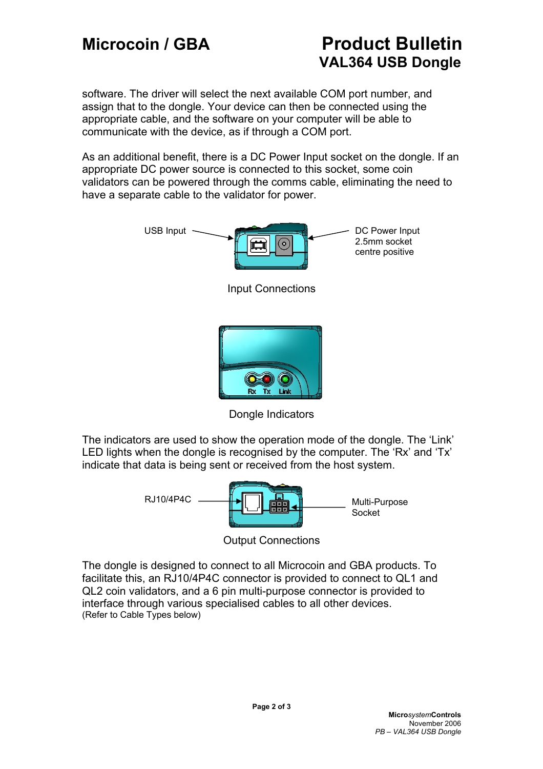software. The driver will select the next available COM port number, and assign that to the dongle. Your device can then be connected using the appropriate cable, and the software on your computer will be able to communicate with the device, as if through a COM port.

As an additional benefit, there is a DC Power Input socket on the dongle. If an appropriate DC power source is connected to this socket, some coin validators can be powered through the comms cable, eliminating the need to have a separate cable to the validator for power.

USB Input

DC Power Input
2.5mm socket
centre positive

Input Connections

Rx Tx Link

Dongle Indicators

The indicators are used to show the operation mode of the dongle. The 'Link' LED lights when the dongle is recognised by the computer. The 'Rx' and 'Tx' indicate that data is being sent or received from the host system.

RJ10/4P4C

Multi-Purpose
Socket

Output Connections

The dongle is designed to connect to all Microcoin and GBA products. To facilitate this, an RJ10/4P4C connector is provided to connect to QL1 and QL2 coin validators, and a 6 pin multi-purpose connector is provided to interface through various specialised cables to all other devices.
(Refer to Cable Types below)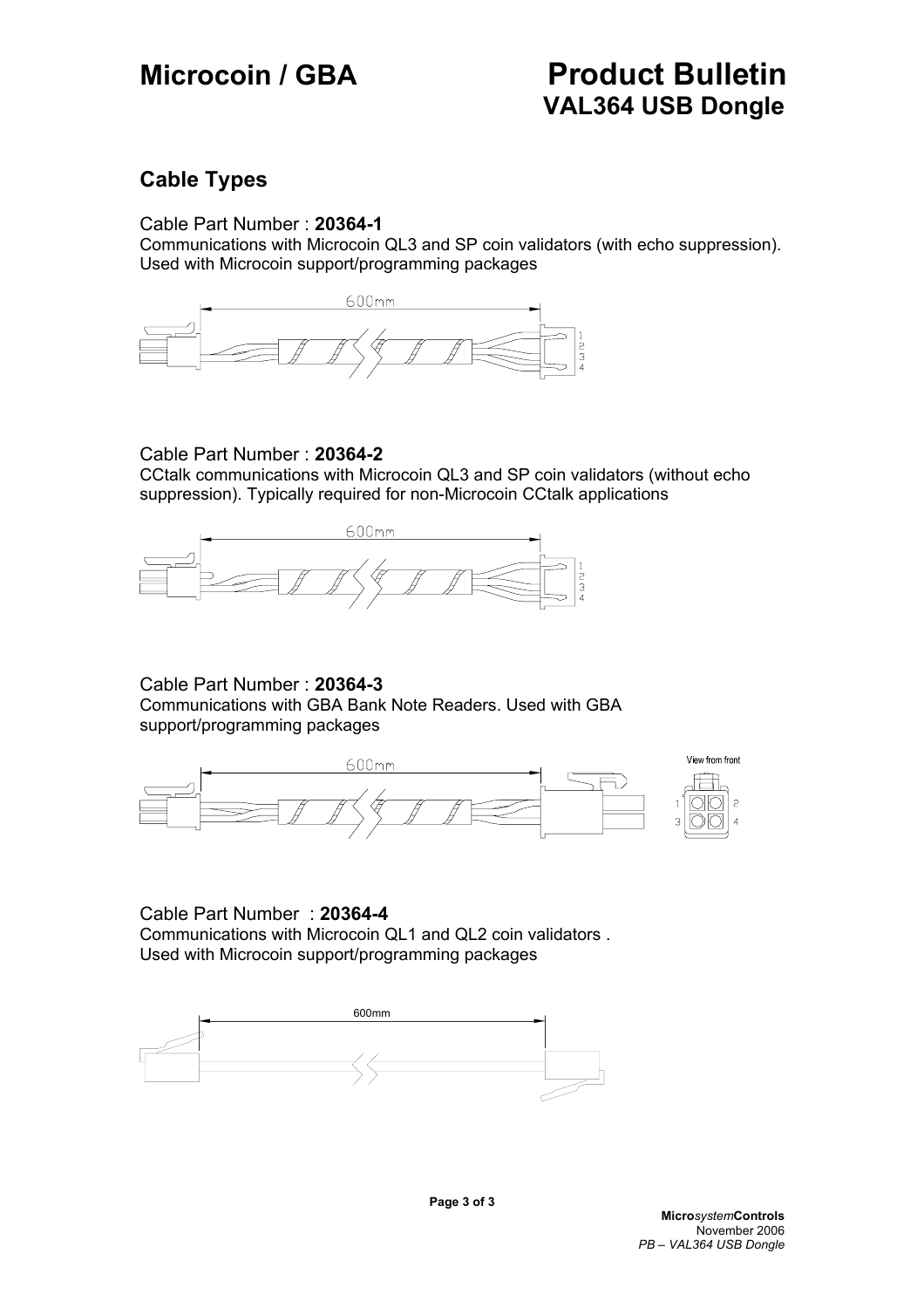## Cable Types

Cable Part Number : **20364-1**
Communications with Microcoin QL3 and SP coin validators (with echo suppression). Used with Microcoin support/programming packages

600mm

1
2
3
4

Cable Part Number : **20364-2**
CCtalk communications with Microcoin QL3 and SP coin validators (without echo suppression). Typically required for non-Microcoin CCtalk applications

600mm

1
2
3
4

Cable Part Number : **20364-3**
Communications with GBA Bank Note Readers. Used with GBA support/programming packages

600mm

View from front

1 2
3 4

Cable Part Number : **20364-4**
Communications with Microcoin QL1 and QL2 coin validators .
Used with Microcoin support/programming packages

600mm